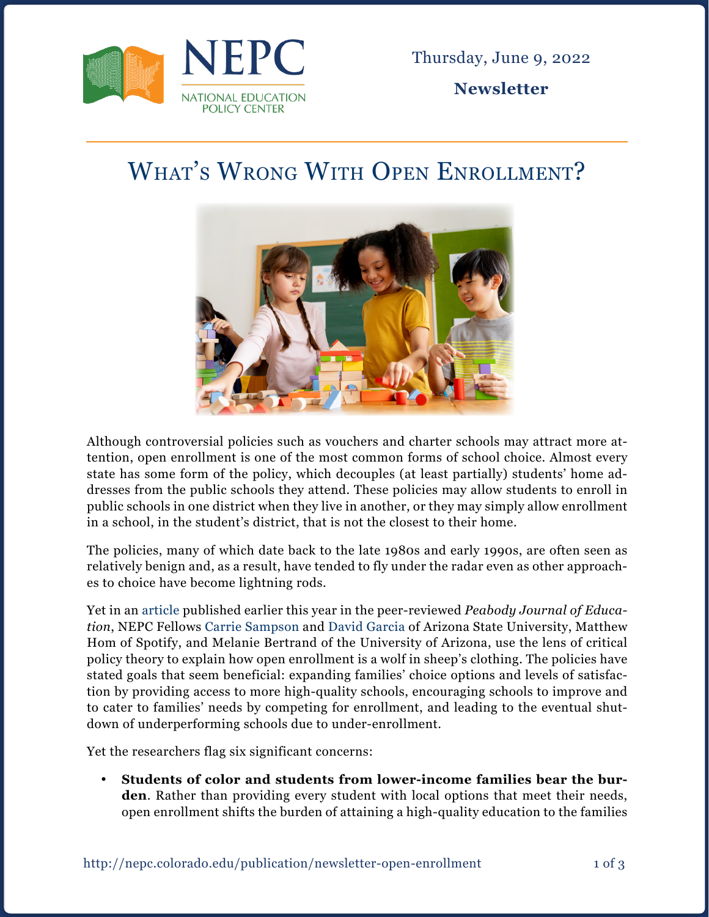NEPC
NATIONAL EDUCATION POLICY CENTER

Thursday, June 9, 2022

**Newsletter**

# What's Wrong With Open Enrollment?

Although controversial policies such as vouchers and charter schools may attract more attention, open enrollment is one of the most common forms of school choice. Almost every state has some form of the policy, which decouples (at least partially) students' home addresses from the public schools they attend. These policies may allow students to enroll in public schools in one district when they live in another, or they may simply allow enrollment in a school, in the student's district, that is not the closest to their home.

The policies, many of which date back to the late 1980s and early 1990s, are often seen as relatively benign and, as a result, have tended to fly under the radar even as other approaches to choice have become lightning rods.

Yet in an article published earlier this year in the peer-reviewed *Peabody Journal of Education*, NEPC Fellows Carrie Sampson and David Garcia of Arizona State University, Matthew Hom of Spotify, and Melanie Bertrand of the University of Arizona, use the lens of critical policy theory to explain how open enrollment is a wolf in sheep's clothing. The policies have stated goals that seem beneficial: expanding families' choice options and levels of satisfaction by providing access to more high-quality schools, encouraging schools to improve and to cater to families' needs by competing for enrollment, and leading to the eventual shutdown of underperforming schools due to under-enrollment.

Yet the researchers flag six significant concerns:

- **Students of color and students from lower-income families bear the burden**. Rather than providing every student with local options that meet their needs, open enrollment shifts the burden of attaining a high-quality education to the families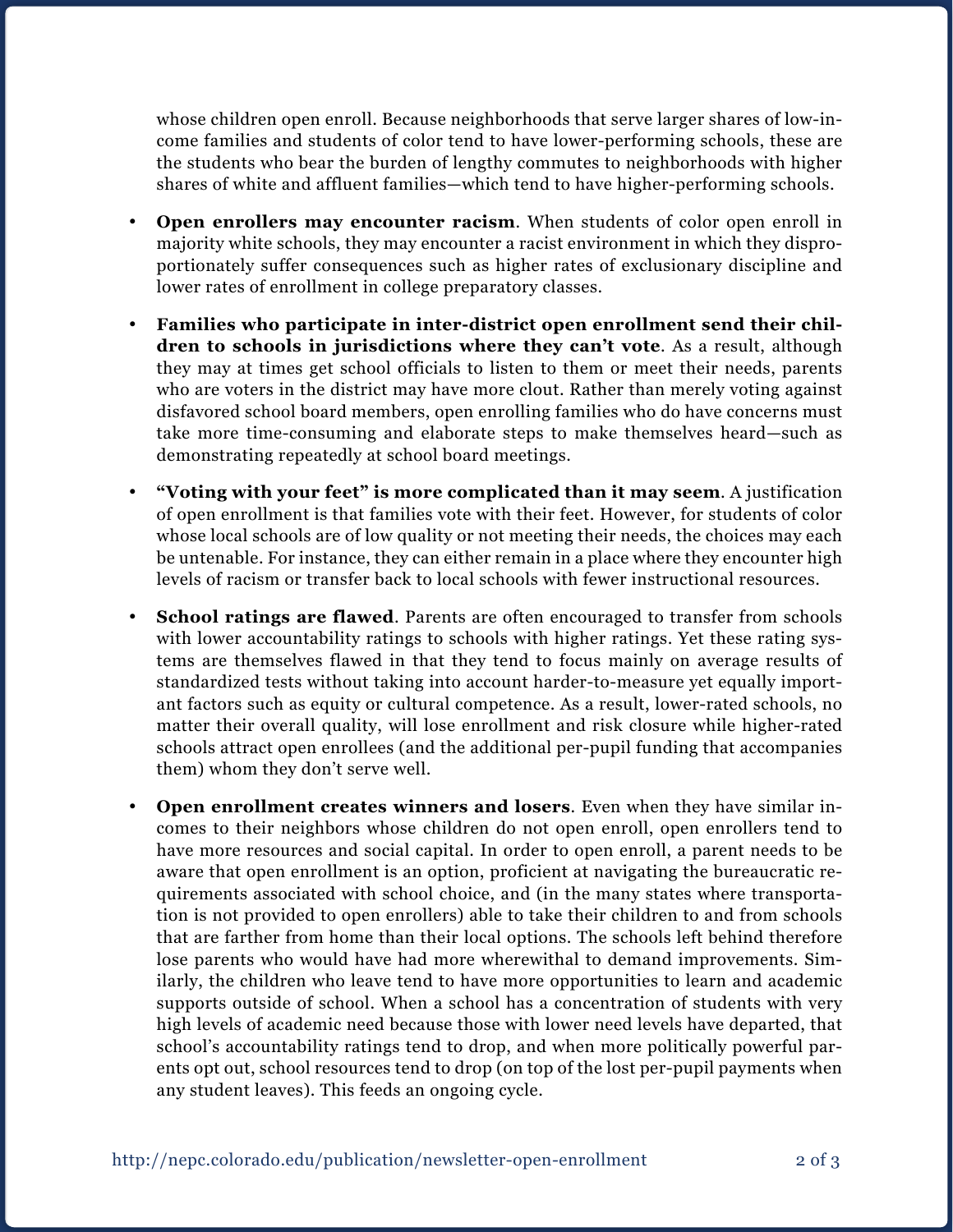whose children open enroll. Because neighborhoods that serve larger shares of low-income families and students of color tend to have lower-performing schools, these are the students who bear the burden of lengthy commutes to neighborhoods with higher shares of white and affluent families—which tend to have higher-performing schools.

- **Open enrollers may encounter racism**. When students of color open enroll in majority white schools, they may encounter a racist environment in which they disproportionately suffer consequences such as higher rates of exclusionary discipline and lower rates of enrollment in college preparatory classes.

- **Families who participate in inter-district open enrollment send their children to schools in jurisdictions where they can't vote**. As a result, although they may at times get school officials to listen to them or meet their needs, parents who are voters in the district may have more clout. Rather than merely voting against disfavored school board members, open enrolling families who do have concerns must take more time-consuming and elaborate steps to make themselves heard—such as demonstrating repeatedly at school board meetings.

- **"Voting with your feet" is more complicated than it may seem**. A justification of open enrollment is that families vote with their feet. However, for students of color whose local schools are of low quality or not meeting their needs, the choices may each be untenable. For instance, they can either remain in a place where they encounter high levels of racism or transfer back to local schools with fewer instructional resources.

- **School ratings are flawed**. Parents are often encouraged to transfer from schools with lower accountability ratings to schools with higher ratings. Yet these rating systems are themselves flawed in that they tend to focus mainly on average results of standardized tests without taking into account harder-to-measure yet equally important factors such as equity or cultural competence. As a result, lower-rated schools, no matter their overall quality, will lose enrollment and risk closure while higher-rated schools attract open enrollees (and the additional per-pupil funding that accompanies them) whom they don't serve well.

- **Open enrollment creates winners and losers**. Even when they have similar incomes to their neighbors whose children do not open enroll, open enrollers tend to have more resources and social capital. In order to open enroll, a parent needs to be aware that open enrollment is an option, proficient at navigating the bureaucratic requirements associated with school choice, and (in the many states where transportation is not provided to open enrollers) able to take their children to and from schools that are farther from home than their local options. The schools left behind therefore lose parents who would have had more wherewithal to demand improvements. Similarly, the children who leave tend to have more opportunities to learn and academic supports outside of school. When a school has a concentration of students with very high levels of academic need because those with lower need levels have departed, that school's accountability ratings tend to drop, and when more politically powerful parents opt out, school resources tend to drop (on top of the lost per-pupil payments when any student leaves). This feeds an ongoing cycle.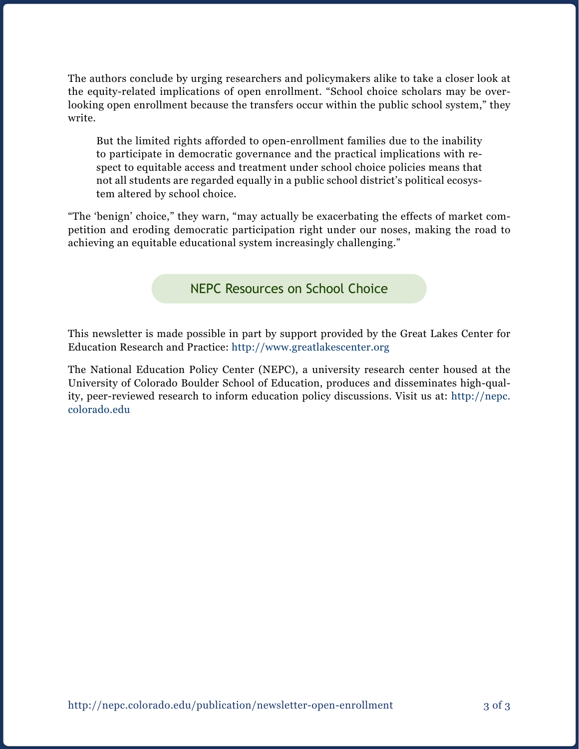The authors conclude by urging researchers and policymakers alike to take a closer look at the equity-related implications of open enrollment. "School choice scholars may be overlooking open enrollment because the transfers occur within the public school system," they write.

> But the limited rights afforded to open-enrollment families due to the inability to participate in democratic governance and the practical implications with respect to equitable access and treatment under school choice policies means that not all students are regarded equally in a public school district's political ecosystem altered by school choice.

"The 'benign' choice," they warn, "may actually be exacerbating the effects of market competition and eroding democratic participation right under our noses, making the road to achieving an equitable educational system increasingly challenging."

NEPC Resources on School Choice

This newsletter is made possible in part by support provided by the Great Lakes Center for Education Research and Practice: http://www.greatlakescenter.org

The National Education Policy Center (NEPC), a university research center housed at the University of Colorado Boulder School of Education, produces and disseminates high-quality, peer-reviewed research to inform education policy discussions. Visit us at: http://nepc.colorado.edu